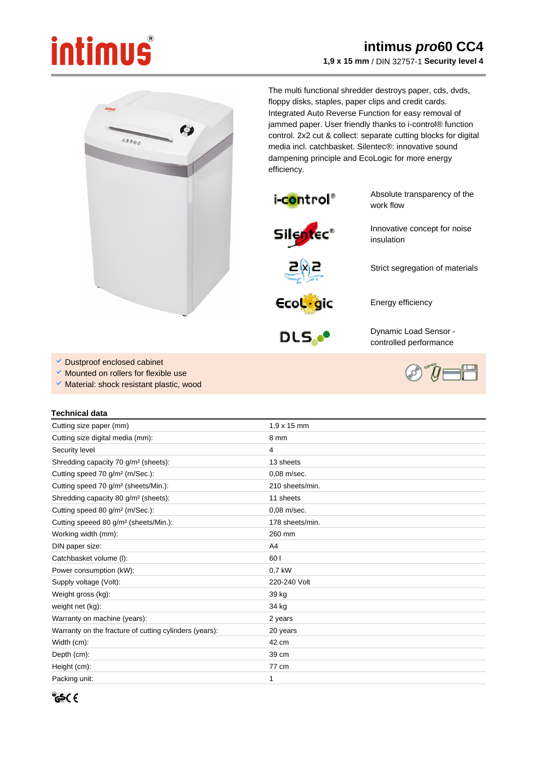# intimus pro60 CC4

**1,9 x 15 mm** / DIN 32757-1 **Security level 4**

The multi functional shredder destroys paper, cds, dvds, floppy disks, staples, paper clips and credit cards. Integrated Auto Reverse Function for easy removal of jammed paper. User friendly thanks to i-control® function control. 2x2 cut & collect: separate cutting blocks for digital media incl. catchbasket. Silentec®: innovative sound dampening principle and EcoLogic for more energy efficiency.

| | |
|---|---|
| i-control® | Absolute transparency of the work flow |
| Silentec® | Innovative concept for noise insulation |
| 2x2 | Strict segregation of materials |
| EcoLogic | Energy efficiency |
| DLS | Dynamic Load Sensor - controlled performance |

- Dustproof enclosed cabinet
- Mounted on rollers for flexible use
- Material: shock resistant plastic, wood

## Technical data

| | |
|---|---|
| Cutting size paper (mm) | 1,9 x 15 mm |
| Cutting size digital media (mm): | 8 mm |
| Security level | 4 |
| Shredding capacity 70 g/m² (sheets): | 13 sheets |
| Cutting speed 70 g/m² (m/Sec.): | 0,08 m/sec. |
| Cutting speed 70 g/m² (sheets/Min.): | 210 sheets/min. |
| Shredding capacity 80 g/m² (sheets): | 11 sheets |
| Cutting speed 80 g/m² (m/Sec.): | 0,08 m/sec. |
| Cutting speeed 80 g/m² (sheets/Min.): | 178 sheets/min. |
| Working width (mm): | 260 mm |
| DIN paper size: | A4 |
| Catchbasket volume (l): | 60 l |
| Power consumption (kW): | 0,7 kW |
| Supply voltage (Volt): | 220-240 Volt |
| Weight gross (kg): | 39 kg |
| weight net (kg): | 34 kg |
| Warranty on machine (years): | 2 years |
| Warranty on the fracture of cutting cylinders (years): | 20 years |
| Width (cm): | 42 cm |
| Depth (cm): | 39 cm |
| Height (cm): | 77 cm |
| Packing unit: | 1 |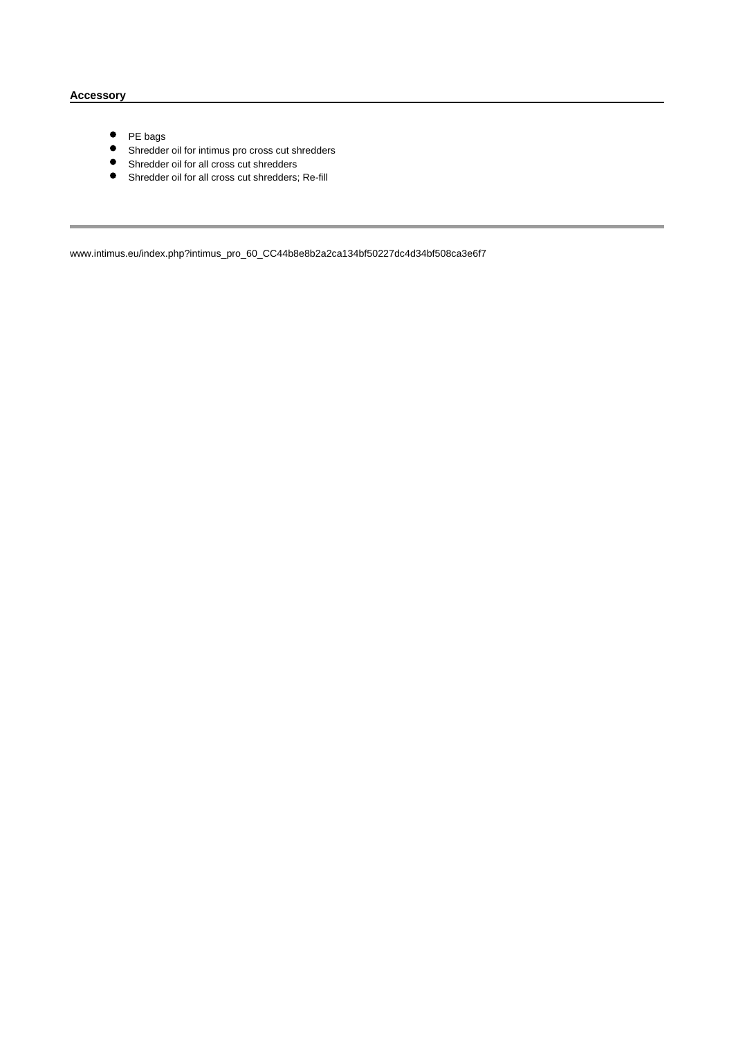**Accessory**

- PE bags
- Shredder oil for intimus pro cross cut shredders
- Shredder oil for all cross cut shredders
- Shredder oil for all cross cut shredders; Re-fill

www.intimus.eu/index.php?intimus_pro_60_CC44b8e8b2a2ca134bf50227dc4d34bf508ca3e6f7